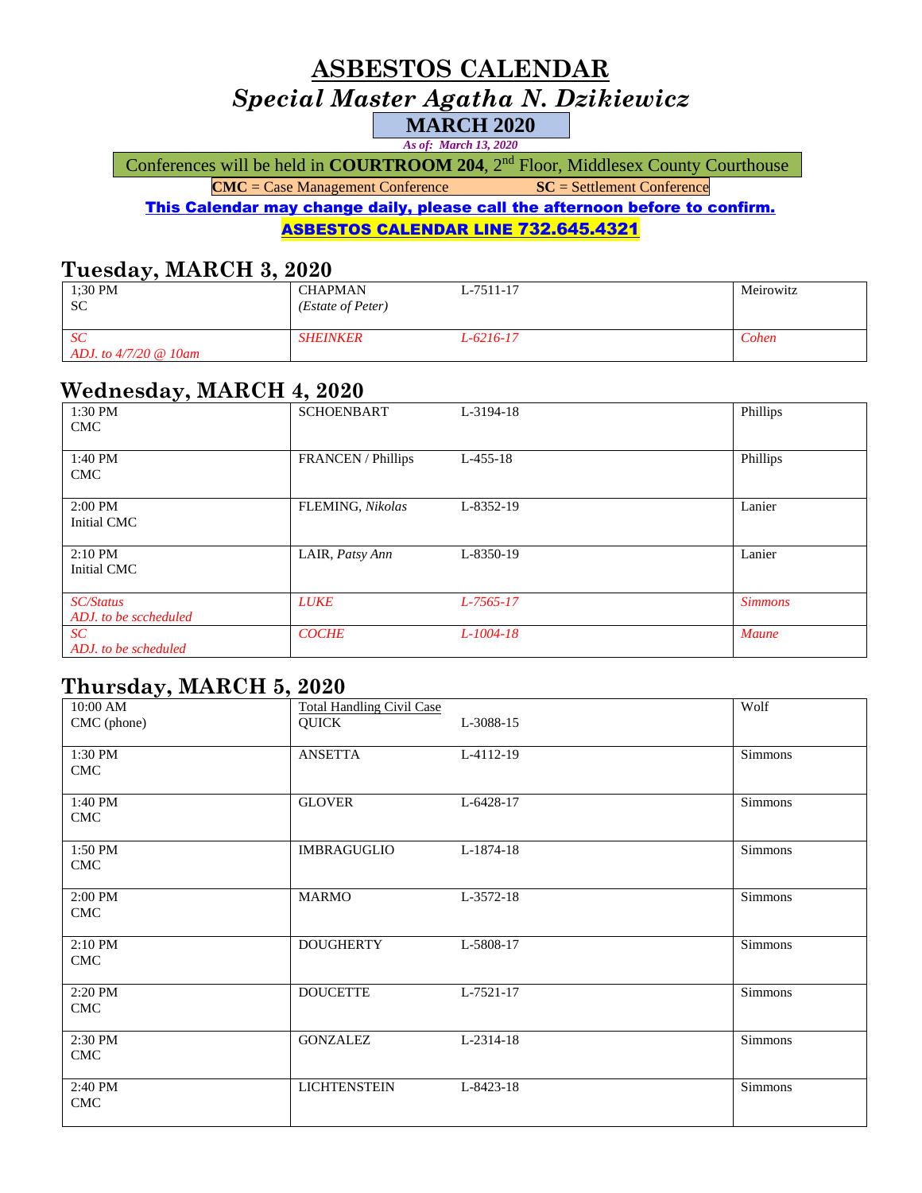# ASBESTOS CALENDAR

## *Special Master Agatha N. Dzikiewicz*

**MARCH 2020**

*As of: March 13, 2020*

Conferences will be held in **COURTROOM 204**, 2nd Floor, Middlesex County Courthouse

**CMC** = Case Management Conference **SC** = Settlement Conference

**This Calendar may change daily, please call the afternoon before to confirm.**

**ASBESTOS CALENDAR LINE 732.645.4321**

## Tuesday, MARCH 3, 2020

| Time / Type | Case | Docket | Attorney |
|---|---|---|---|
| 1;30 PM<br>SC | CHAPMAN<br>*(Estate of Peter)* | L-7511-17 | Meirowitz |
| *SC*<br>*ADJ. to 4/7/20 @ 10am* | *SHEINKER* | *L-6216-17* | *Cohen* |

## Wednesday, MARCH 4, 2020

| Time / Type | Case | Docket | Attorney |
|---|---|---|---|
| 1:30 PM<br>CMC | SCHOENBART | L-3194-18 | Phillips |
| 1:40 PM<br>CMC | FRANCEN / Phillips | L-455-18 | Phillips |
| 2:00 PM<br>Initial CMC | FLEMING, *Nikolas* | L-8352-19 | Lanier |
| 2:10 PM<br>Initial CMC | LAIR, *Patsy Ann* | L-8350-19 | Lanier |
| *SC/Status*<br>*ADJ. to be sccheduled* | *LUKE* | *L-7565-17* | *Simmons* |
| *SC*<br>*ADJ. to be scheduled* | *COCHE* | *L-1004-18* | *Maune* |

## Thursday, MARCH 5, 2020

| Time / Type | Case | Docket | Attorney |
|---|---|---|---|
| 10:00 AM<br>CMC (phone) | Total Handling Civil Case<br>QUICK | L-3088-15 | Wolf |
| 1:30 PM<br>CMC | ANSETTA | L-4112-19 | Simmons |
| 1:40 PM<br>CMC | GLOVER | L-6428-17 | Simmons |
| 1:50 PM<br>CMC | IMBRAGUGLIO | L-1874-18 | Simmons |
| 2:00 PM<br>CMC | MARMO | L-3572-18 | Simmons |
| 2:10 PM<br>CMC | DOUGHERTY | L-5808-17 | Simmons |
| 2:20 PM<br>CMC | DOUCETTE | L-7521-17 | Simmons |
| 2:30 PM<br>CMC | GONZALEZ | L-2314-18 | Simmons |
| 2:40 PM<br>CMC | LICHTENSTEIN | L-8423-18 | Simmons |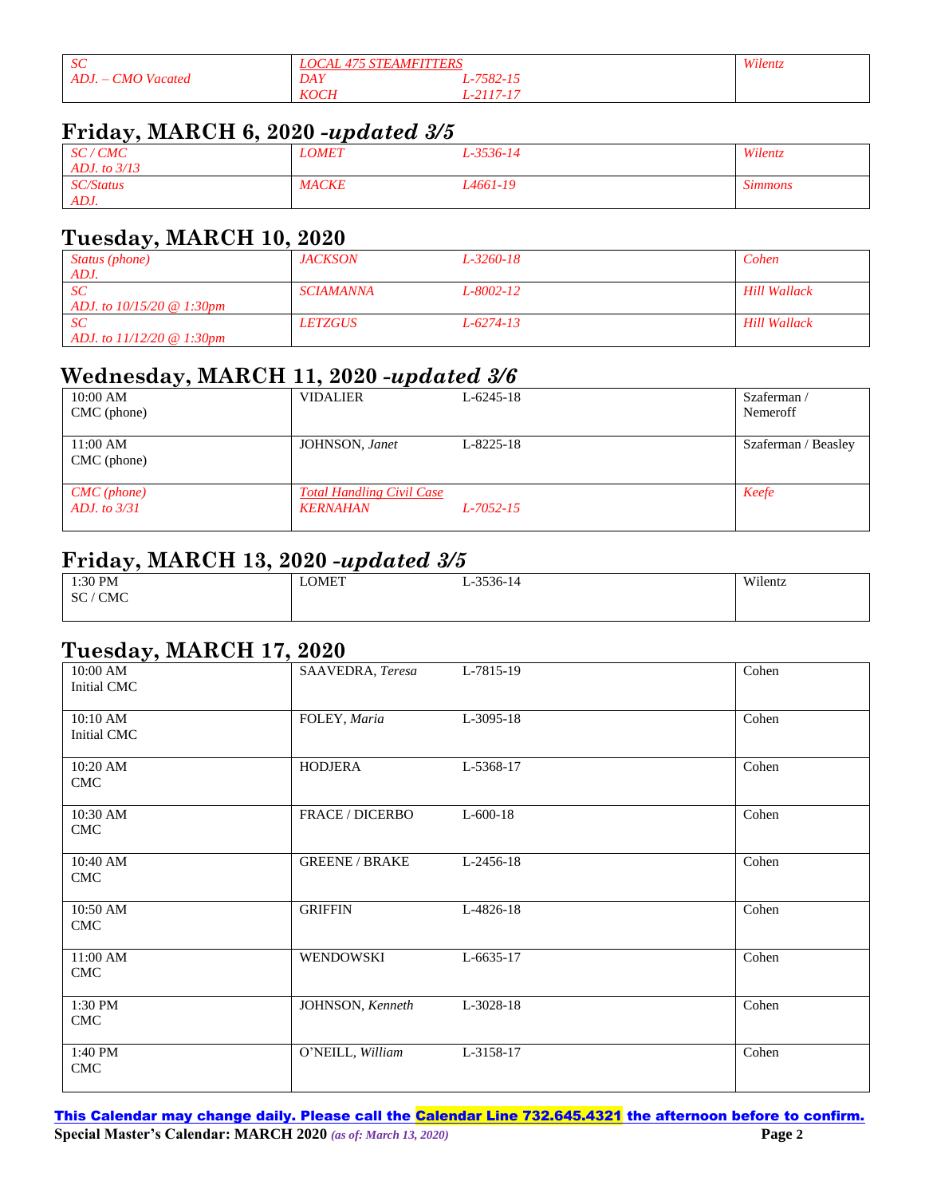| *SC* *ADJ. – CMO Vacated* | *LOCAL 475 STEAMFITTERS* *DAY L-7582-15* *KOCH L-2117-17* | *Wilentz* |
|---|---|---|

## Friday, MARCH 6, 2020 -*updated 3/5*

| *SC / CMC* *ADJ. to 3/13* | *LOMET* | *L-3536-14* | *Wilentz* |
|---|---|---|---|
| *SC/Status* *ADJ.* | *MACKE* | *L4661-19* | *Simmons* |

## Tuesday, MARCH 10, 2020

| *Status (phone)* *ADJ.* | *JACKSON* | *L-3260-18* | *Cohen* |
|---|---|---|---|
| *SC* *ADJ. to 10/15/20 @ 1:30pm* | *SCIAMANNA* | *L-8002-12* | *Hill Wallack* |
| *SC* *ADJ. to 11/12/20 @ 1:30pm* | *LETZGUS* | *L-6274-13* | *Hill Wallack* |

## Wednesday, MARCH 11, 2020 -*updated 3/6*

| 10:00 AM CMC (phone) | VIDALIER | L-6245-18 | Szaferman / Nemeroff |
|---|---|---|---|
| 11:00 AM CMC (phone) | JOHNSON, *Janet* | L-8225-18 | Szaferman / Beasley |
| *CMC (phone)* *ADJ. to 3/31* | *Total Handling Civil Case* *KERNAHAN* | *L-7052-15* | *Keefe* |

## Friday, MARCH 13, 2020 -*updated 3/5*

| 1:30 PM SC / CMC | LOMET | L-3536-14 | Wilentz |
|---|---|---|---|

## Tuesday, MARCH 17, 2020

| 10:00 AM Initial CMC | SAAVEDRA, *Teresa* | L-7815-19 | Cohen |
|---|---|---|---|
| 10:10 AM Initial CMC | FOLEY, *Maria* | L-3095-18 | Cohen |
| 10:20 AM CMC | HODJERA | L-5368-17 | Cohen |
| 10:30 AM CMC | FRACE / DICERBO | L-600-18 | Cohen |
| 10:40 AM CMC | GREENE / BRAKE | L-2456-18 | Cohen |
| 10:50 AM CMC | GRIFFIN | L-4826-18 | Cohen |
| 11:00 AM CMC | WENDOWSKI | L-6635-17 | Cohen |
| 1:30 PM CMC | JOHNSON, *Kenneth* | L-3028-18 | Cohen |
| 1:40 PM CMC | O'NEILL, *William* | L-3158-17 | Cohen |

**This Calendar may change daily. Please call the Calendar Line 732.645.4321 the afternoon before to confirm.**

**Special Master's Calendar: MARCH 2020** *(as of: March 13, 2020)*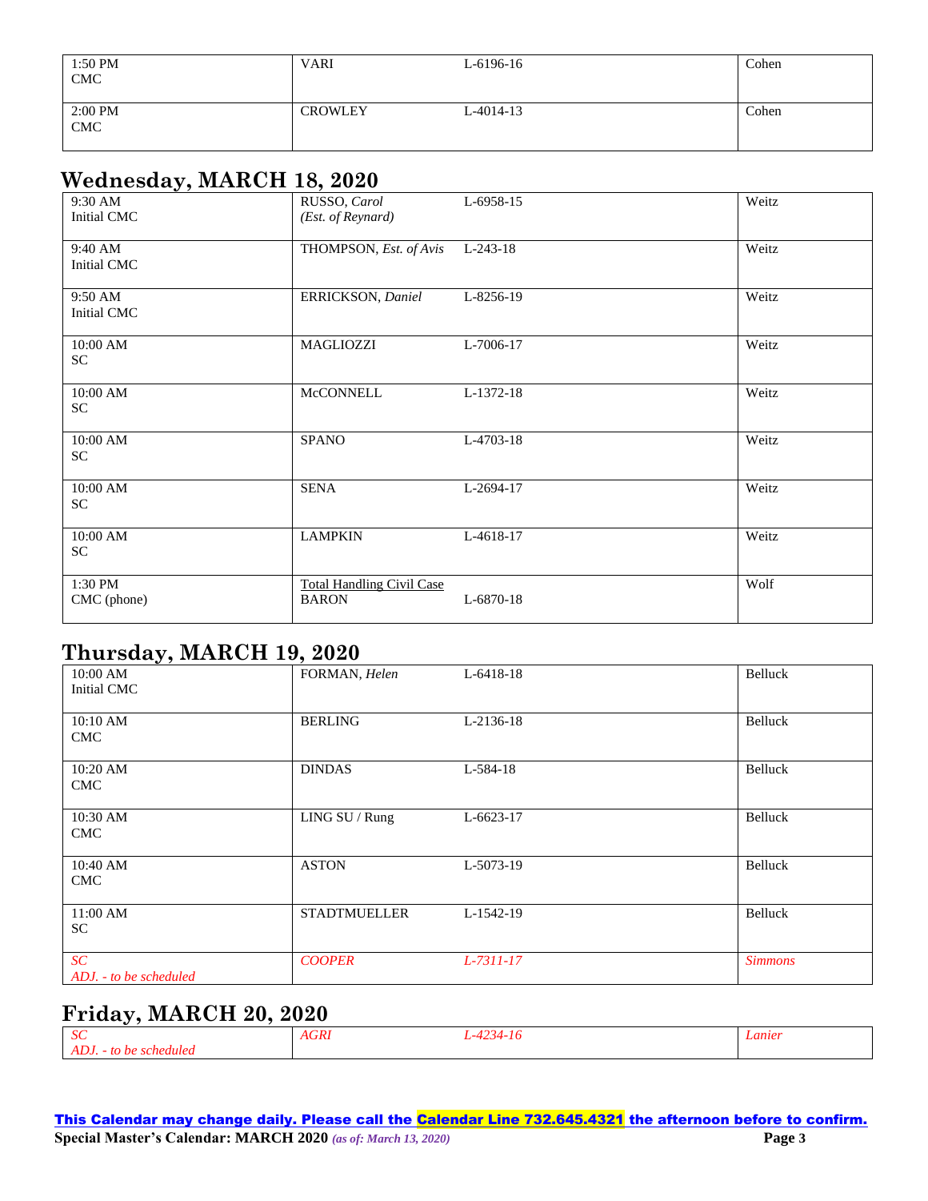| | | | |
|---|---|---|---|
| 1:50 PM<br>CMC | VARI | L-6196-16 | Cohen |
| 2:00 PM<br>CMC | CROWLEY | L-4014-13 | Cohen |

## Wednesday, MARCH 18, 2020

| | | | |
|---|---|---|---|
| 9:30 AM<br>Initial CMC | RUSSO, *Carol*<br>*(Est. of Reynard)* | L-6958-15 | Weitz |
| 9:40 AM<br>Initial CMC | THOMPSON, *Est. of Avis* | L-243-18 | Weitz |
| 9:50 AM<br>Initial CMC | ERRICKSON, *Daniel* | L-8256-19 | Weitz |
| 10:00 AM<br>SC | MAGLIOZZI | L-7006-17 | Weitz |
| 10:00 AM<br>SC | McCONNELL | L-1372-18 | Weitz |
| 10:00 AM<br>SC | SPANO | L-4703-18 | Weitz |
| 10:00 AM<br>SC | SENA | L-2694-17 | Weitz |
| 10:00 AM<br>SC | LAMPKIN | L-4618-17 | Weitz |
| 1:30 PM<br>CMC (phone) | Total Handling Civil Case<br>BARON | L-6870-18 | Wolf |

## Thursday, MARCH 19, 2020

| | | | |
|---|---|---|---|
| 10:00 AM<br>Initial CMC | FORMAN, *Helen* | L-6418-18 | Belluck |
| 10:10 AM<br>CMC | BERLING | L-2136-18 | Belluck |
| 10:20 AM<br>CMC | DINDAS | L-584-18 | Belluck |
| 10:30 AM<br>CMC | LING SU / Rung | L-6623-17 | Belluck |
| 10:40 AM<br>CMC | ASTON | L-5073-19 | Belluck |
| 11:00 AM<br>SC | STADTMUELLER | L-1542-19 | Belluck |
| *SC*<br>*ADJ. - to be scheduled* | *COOPER* | *L-7311-17* | *Simmons* |

## Friday, MARCH 20, 2020

| | | | |
|---|---|---|---|
| *SC*<br>*ADJ. - to be scheduled* | *AGRI* | *L-4234-16* | *Lanier* |

**This Calendar may change daily. Please call the Calendar Line 732.645.4321 the afternoon before to confirm.**

**Special Master's Calendar: MARCH 2020** *(as of: March 13, 2020)*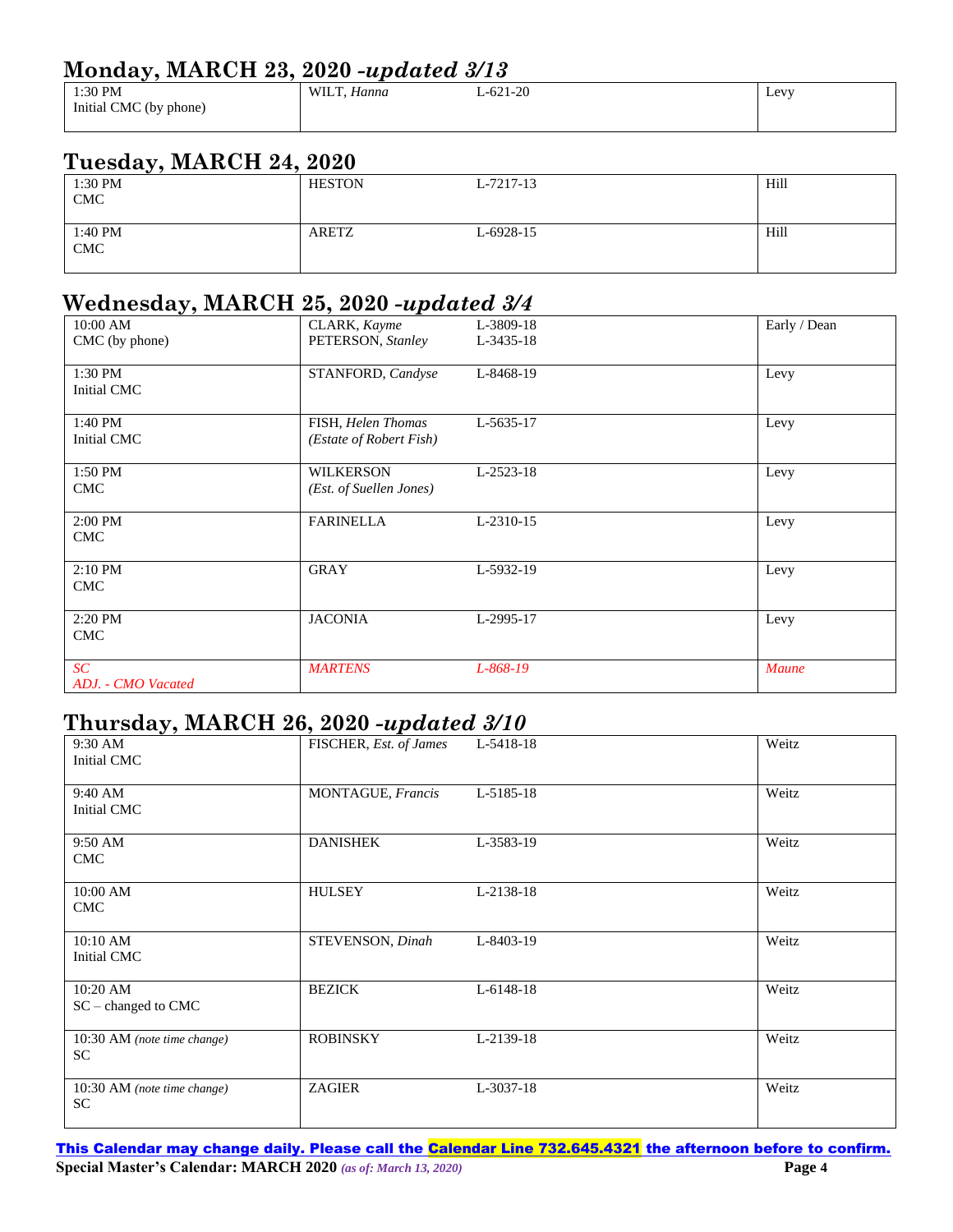## Monday, MARCH 23, 2020 *-updated 3/13*

| | | | |
|---|---|---|---|
| 1:30 PM<br>Initial CMC (by phone) | WILT, *Hanna* | L-621-20 | Levy |

## Tuesday, MARCH 24, 2020

| | | | |
|---|---|---|---|
| 1:30 PM<br>CMC | HESTON | L-7217-13 | Hill |
| 1:40 PM<br>CMC | ARETZ | L-6928-15 | Hill |

## Wednesday, MARCH 25, 2020 *-updated 3/4*

| | | | |
|---|---|---|---|
| 10:00 AM<br>CMC (by phone) | CLARK, *Kayme*<br>PETERSON, *Stanley* | L-3809-18<br>L-3435-18 | Early / Dean |
| 1:30 PM<br>Initial CMC | STANFORD, *Candyse* | L-8468-19 | Levy |
| 1:40 PM<br>Initial CMC | FISH, *Helen Thomas*<br>*(Estate of Robert Fish)* | L-5635-17 | Levy |
| 1:50 PM<br>CMC | WILKERSON<br>*(Est. of Suellen Jones)* | L-2523-18 | Levy |
| 2:00 PM<br>CMC | FARINELLA | L-2310-15 | Levy |
| 2:10 PM<br>CMC | GRAY | L-5932-19 | Levy |
| 2:20 PM<br>CMC | JACONIA | L-2995-17 | Levy |
| *SC*<br>*ADJ. - CMO Vacated* | *MARTENS* | *L-868-19* | *Maune* |

## Thursday, MARCH 26, 2020 *-updated 3/10*

| | | | |
|---|---|---|---|
| 9:30 AM<br>Initial CMC | FISCHER, *Est. of James* | L-5418-18 | Weitz |
| 9:40 AM<br>Initial CMC | MONTAGUE, *Francis* | L-5185-18 | Weitz |
| 9:50 AM<br>CMC | DANISHEK | L-3583-19 | Weitz |
| 10:00 AM<br>CMC | HULSEY | L-2138-18 | Weitz |
| 10:10 AM<br>Initial CMC | STEVENSON, *Dinah* | L-8403-19 | Weitz |
| 10:20 AM<br>SC – changed to CMC | BEZICK | L-6148-18 | Weitz |
| 10:30 AM *(note time change)*<br>SC | ROBINSKY | L-2139-18 | Weitz |
| 10:30 AM *(note time change)*<br>SC | ZAGIER | L-3037-18 | Weitz |

**This Calendar may change daily. Please call the Calendar Line 732.645.4321 the afternoon before to confirm.**

**Special Master's Calendar: MARCH 2020** *(as of: March 13, 2020)*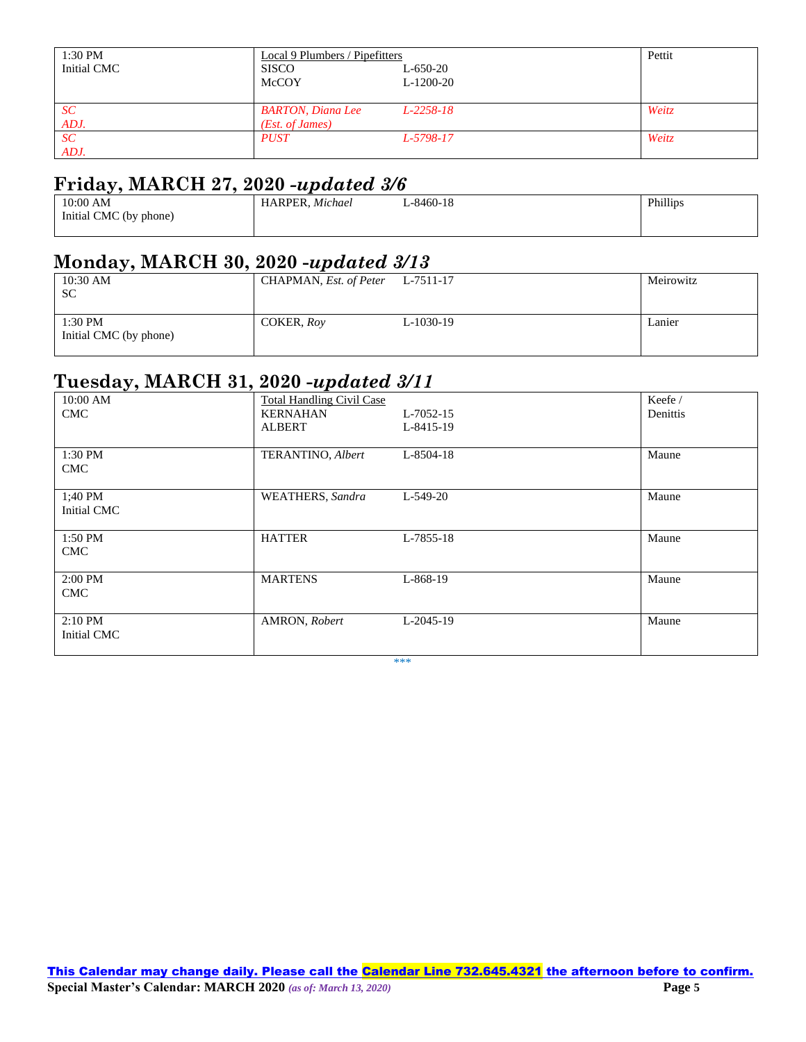| | | |
|---|---|---|
| 1:30 PM<br>Initial CMC | Local 9 Plumbers / Pipefitters<br>SISCO L-650-20<br>McCOY L-1200-20 | Pettit |
| *SC*<br>*ADJ.* | *BARTON, Diana Lee (Est. of James)* *L-2258-18* | *Weitz* |
| *SC*<br>*ADJ.* | *PUST* *L-5798-17* | *Weitz* |

## Friday, MARCH 27, 2020 -*updated 3/6*

| | | | |
|---|---|---|---|
| 10:00 AM<br>Initial CMC (by phone) | HARPER, *Michael* | L-8460-18 | Phillips |

## Monday, MARCH 30, 2020 -*updated 3/13*

| | | | |
|---|---|---|---|
| 10:30 AM<br>SC | CHAPMAN, *Est. of Peter* | L-7511-17 | Meirowitz |
| 1:30 PM<br>Initial CMC (by phone) | COKER, *Roy* | L-1030-19 | Lanier |

## Tuesday, MARCH 31, 2020 -*updated 3/11*

| | | | |
|---|---|---|---|
| 10:00 AM<br>CMC | Total Handling Civil Case<br>KERNAHAN<br>ALBERT | <br>L-7052-15<br>L-8415-19 | Keefe /<br>Denittis |
| 1:30 PM<br>CMC | TERANTINO, *Albert* | L-8504-18 | Maune |
| 1;40 PM<br>Initial CMC | WEATHERS, *Sandra* | L-549-20 | Maune |
| 1:50 PM<br>CMC | HATTER | L-7855-18 | Maune |
| 2:00 PM<br>CMC | MARTENS | L-868-19 | Maune |
| 2:10 PM<br>Initial CMC | AMRON, *Robert* | L-2045-19 | Maune |

***

**This Calendar may change daily. Please call the Calendar Line 732.645.4321 the afternoon before to confirm.**

**Special Master's Calendar: MARCH 2020** *(as of: March 13, 2020)*